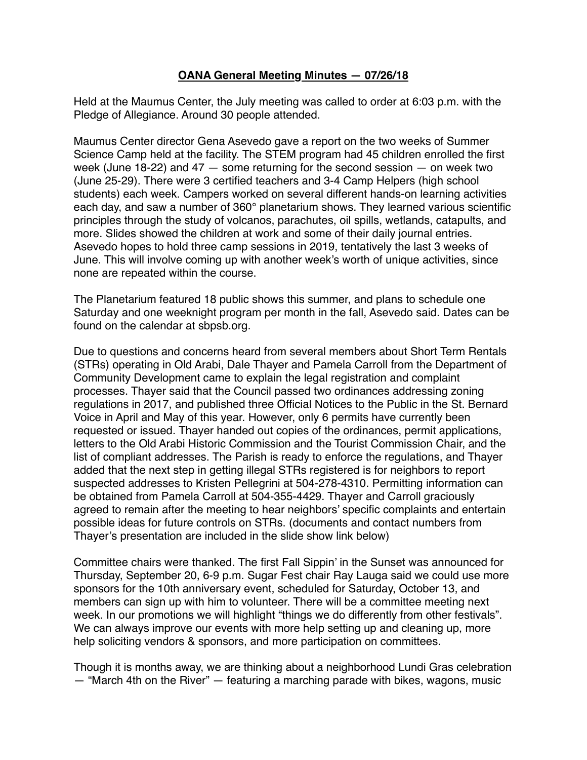## **OANA General Meeting Minutes — 07/26/18**

Held at the Maumus Center, the July meeting was called to order at 6:03 p.m. with the Pledge of Allegiance. Around 30 people attended.

Maumus Center director Gena Asevedo gave a report on the two weeks of Summer Science Camp held at the facility. The STEM program had 45 children enrolled the first week (June 18-22) and 47 — some returning for the second session — on week two (June 25-29). There were 3 certified teachers and 3-4 Camp Helpers (high school students) each week. Campers worked on several different hands-on learning activities each day, and saw a number of 360° planetarium shows. They learned various scientific principles through the study of volcanos, parachutes, oil spills, wetlands, catapults, and more. Slides showed the children at work and some of their daily journal entries. Asevedo hopes to hold three camp sessions in 2019, tentatively the last 3 weeks of June. This will involve coming up with another week's worth of unique activities, since none are repeated within the course.

The Planetarium featured 18 public shows this summer, and plans to schedule one Saturday and one weeknight program per month in the fall, Asevedo said. Dates can be found on the calendar at sbpsb.org.

Due to questions and concerns heard from several members about Short Term Rentals (STRs) operating in Old Arabi, Dale Thayer and Pamela Carroll from the Department of Community Development came to explain the legal registration and complaint processes. Thayer said that the Council passed two ordinances addressing zoning regulations in 2017, and published three Official Notices to the Public in the St. Bernard Voice in April and May of this year. However, only 6 permits have currently been requested or issued. Thayer handed out copies of the ordinances, permit applications, letters to the Old Arabi Historic Commission and the Tourist Commission Chair, and the list of compliant addresses. The Parish is ready to enforce the regulations, and Thayer added that the next step in getting illegal STRs registered is for neighbors to report suspected addresses to Kristen Pellegrini at 504-278-4310. Permitting information can be obtained from Pamela Carroll at 504-355-4429. Thayer and Carroll graciously agreed to remain after the meeting to hear neighbors' specific complaints and entertain possible ideas for future controls on STRs. (documents and contact numbers from Thayer's presentation are included in the slide show link below)

Committee chairs were thanked. The first Fall Sippin' in the Sunset was announced for Thursday, September 20, 6-9 p.m. Sugar Fest chair Ray Lauga said we could use more sponsors for the 10th anniversary event, scheduled for Saturday, October 13, and members can sign up with him to volunteer. There will be a committee meeting next week. In our promotions we will highlight "things we do differently from other festivals". We can always improve our events with more help setting up and cleaning up, more help soliciting vendors & sponsors, and more participation on committees.

Though it is months away, we are thinking about a neighborhood Lundi Gras celebration — "March 4th on the River" — featuring a marching parade with bikes, wagons, music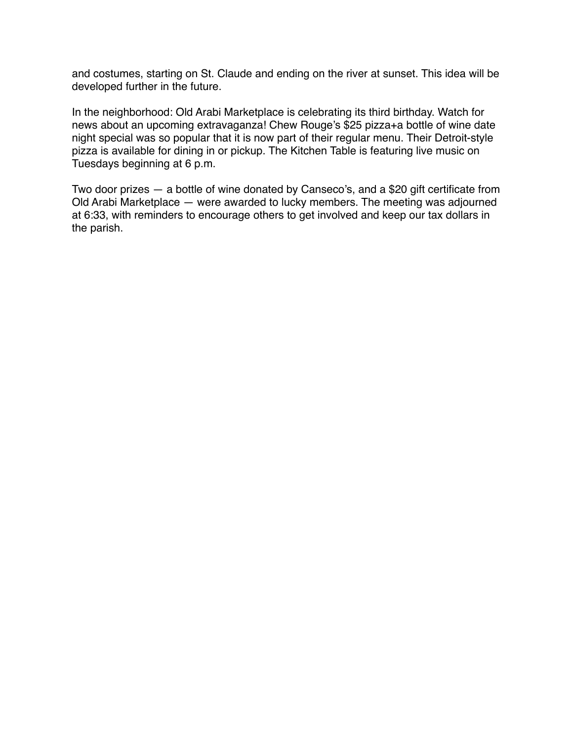and costumes, starting on St. Claude and ending on the river at sunset. This idea will be developed further in the future.

In the neighborhood: Old Arabi Marketplace is celebrating its third birthday. Watch for news about an upcoming extravaganza! Chew Rouge's $25 pizza+a bottle of wine date night special was so popular that it is now part of their regular menu. Their Detroit-style pizza is available for dining in or pickup. The Kitchen Table is featuring live music on Tuesdays beginning at 6 p.m.

Two door prizes — a bottle of wine donated by Canseco's, and a $20 gift certificate from Old Arabi Marketplace — were awarded to lucky members. The meeting was adjourned at 6:33, with reminders to encourage others to get involved and keep our tax dollars in the parish.